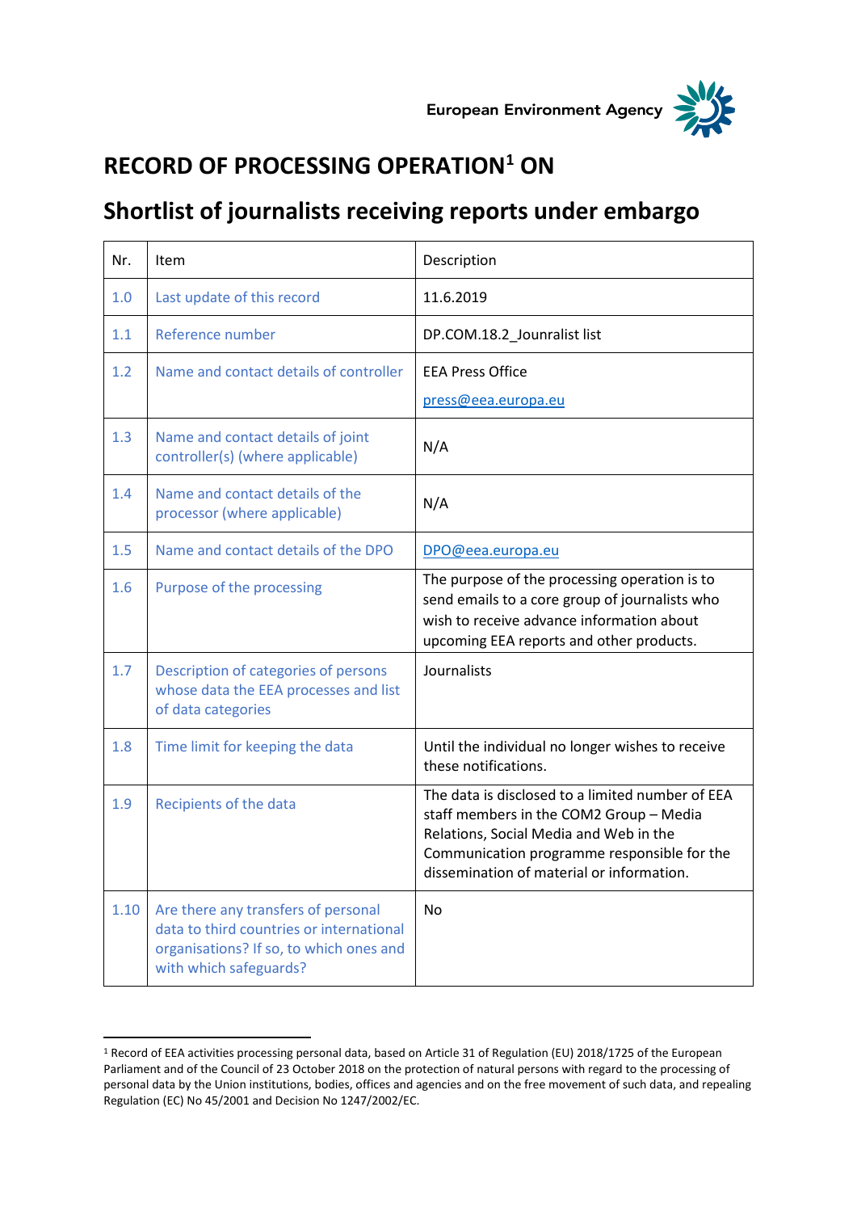European Environment Agency

# RECORD OF PROCESSING OPERATION[1] ON

# Shortlist of journalists receiving reports under embargo

| Nr. | Item | Description |
|---|---|---|
| 1.0 | Last update of this record | 11.6.2019 |
| 1.1 | Reference number | DP.COM.18.2_Jounralist list |
| 1.2 | Name and contact details of controller | EEA Press Office<br>press@eea.europa.eu |
| 1.3 | Name and contact details of joint controller(s) (where applicable) | N/A |
| 1.4 | Name and contact details of the processor (where applicable) | N/A |
| 1.5 | Name and contact details of the DPO | DPO@eea.europa.eu |
| 1.6 | Purpose of the processing | The purpose of the processing operation is to send emails to a core group of journalists who wish to receive advance information about upcoming EEA reports and other products. |
| 1.7 | Description of categories of persons whose data the EEA processes and list of data categories | Journalists |
| 1.8 | Time limit for keeping the data | Until the individual no longer wishes to receive these notifications. |
| 1.9 | Recipients of the data | The data is disclosed to a limited number of EEA staff members in the COM2 Group – Media Relations, Social Media and Web in the Communication programme responsible for the dissemination of material or information. |
| 1.10 | Are there any transfers of personal data to third countries or international organisations? If so, to which ones and with which safeguards? | No |

[1] Record of EEA activities processing personal data, based on Article 31 of Regulation (EU) 2018/1725 of the European Parliament and of the Council of 23 October 2018 on the protection of natural persons with regard to the processing of personal data by the Union institutions, bodies, offices and agencies and on the free movement of such data, and repealing Regulation (EC) No 45/2001 and Decision No 1247/2002/EC.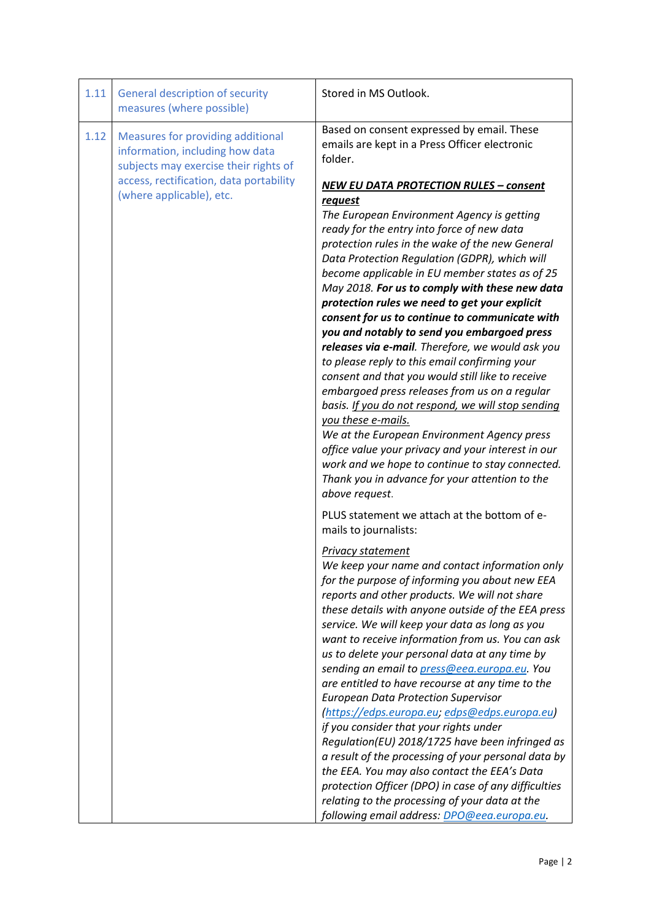| | | |
|---|---|---|
| 1.11 | General description of security measures (where possible) | Stored in MS Outlook. |
| 1.12 | Measures for providing additional information, including how data subjects may exercise their rights of access, rectification, data portability (where applicable), etc. | Based on consent expressed by email. These emails are kept in a Press Officer electronic folder.<br><br>***<u>NEW EU DATA PROTECTION RULES – consent request</u>***<br>*The European Environment Agency is getting ready for the entry into force of new data protection rules in the wake of the new General Data Protection Regulation (GDPR), which will become applicable in EU member states as of 25 May 2018.* ***For us to comply with these new data protection rules we need to get your explicit consent for us to continue to communicate with you and notably to send you embargoed press releases via e-mail****. Therefore, we would ask you to please reply to this email confirming your consent and that you would still like to receive embargoed press releases from us on a regular basis. <u>If you do not respond, we will stop sending you these e-mails.</u>*<br>*We at the European Environment Agency press office value your privacy and your interest in our work and we hope to continue to stay connected. Thank you in advance for your attention to the above request.*<br><br>PLUS statement we attach at the bottom of e-mails to journalists:<br><br>*<u>Privacy statement</u>*<br>*We keep your name and contact information only for the purpose of informing you about new EEA reports and other products. We will not share these details with anyone outside of the EEA press service. We will keep your data as long as you want to receive information from us. You can ask us to delete your personal data at any time by sending an email to press@eea.europa.eu. You are entitled to have recourse at any time to the European Data Protection Supervisor (https://edps.europa.eu; edps@edps.europa.eu) if you consider that your rights under Regulation(EU) 2018/1725 have been infringed as a result of the processing of your personal data by the EEA. You may also contact the EEA's Data protection Officer (DPO) in case of any difficulties relating to the processing of your data at the following email address: DPO@eea.europa.eu.* |